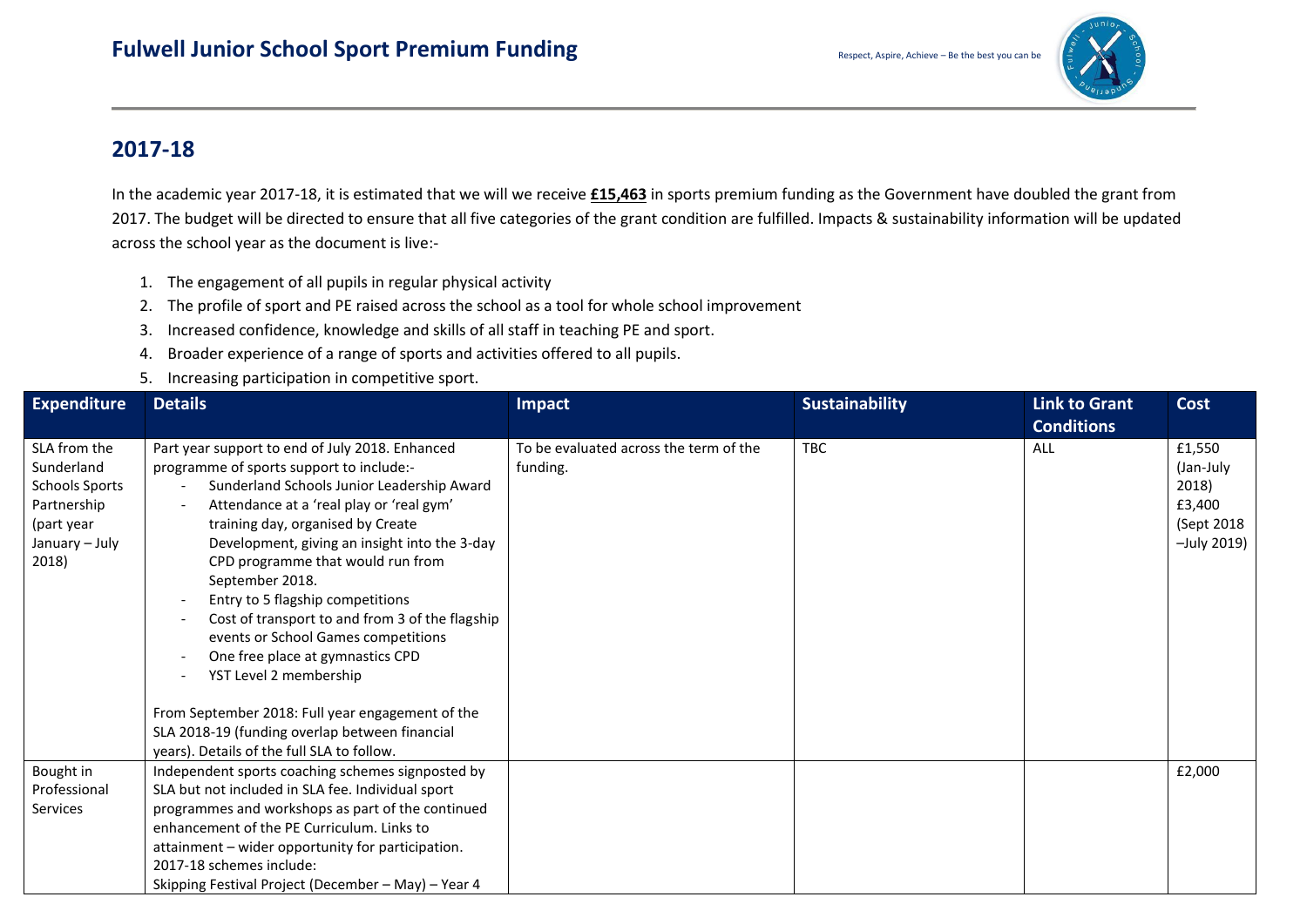# Fulwell Junior School Sport Premium Funding

Respect, Aspire, Achieve – Be the best you can be

## 2017-18

In the academic year 2017-18, it is estimated that we will we receive **£15,463** in sports premium funding as the Government have doubled the grant from 2017. The budget will be directed to ensure that all five categories of the grant condition are fulfilled. Impacts & sustainability information will be updated across the school year as the document is live:-

1. The engagement of all pupils in regular physical activity
2. The profile of sport and PE raised across the school as a tool for whole school improvement
3. Increased confidence, knowledge and skills of all staff in teaching PE and sport.
4. Broader experience of a range of sports and activities offered to all pupils.
5. Increasing participation in competitive sport.

| Expenditure | Details | Impact | Sustainability | Link to Grant Conditions | Cost |
|---|---|---|---|---|---|
| SLA from the Sunderland Schools Sports Partnership (part year January – July 2018) | Part year support to end of July 2018. Enhanced programme of sports support to include:-<br>- Sunderland Schools Junior Leadership Award<br>- Attendance at a 'real play or 'real gym' training day, organised by Create Development, giving an insight into the 3-day CPD programme that would run from September 2018.<br>- Entry to 5 flagship competitions<br>- Cost of transport to and from 3 of the flagship events or School Games competitions<br>- One free place at gymnastics CPD<br>- YST Level 2 membership<br><br>From September 2018: Full year engagement of the SLA 2018-19 (funding overlap between financial years). Details of the full SLA to follow. | To be evaluated across the term of the funding. | TBC | ALL | £1,550 (Jan-July 2018)<br>£3,400 (Sept 2018 –July 2019) |
| Bought in Professional Services | Independent sports coaching schemes signposted by SLA but not included in SLA fee. Individual sport programmes and workshops as part of the continued enhancement of the PE Curriculum. Links to attainment – wider opportunity for participation.<br>2017-18 schemes include:<br>Skipping Festival Project (December – May) – Year 4 | | | | £2,000 |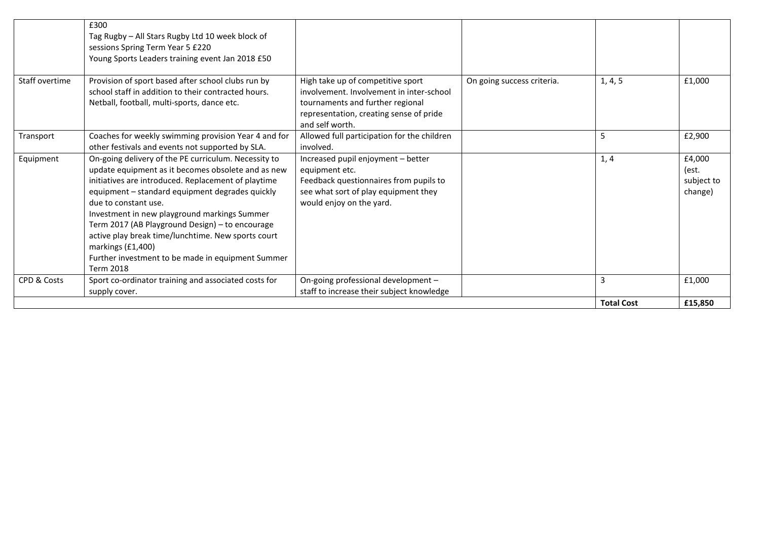| | | | | | |
|---|---|---|---|---|---|
| | £300<br>Tag Rugby – All Stars Rugby Ltd 10 week block of sessions Spring Term Year 5 £220<br>Young Sports Leaders training event Jan 2018 £50 | | | | |
| Staff overtime | Provision of sport based after school clubs run by school staff in addition to their contracted hours. Netball, football, multi-sports, dance etc. | High take up of competitive sport involvement. Involvement in inter-school tournaments and further regional representation, creating sense of pride and self worth. | On going success criteria. | 1, 4, 5 | £1,000 |
| Transport | Coaches for weekly swimming provision Year 4 and for other festivals and events not supported by SLA. | Allowed full participation for the children involved. | | 5 | £2,900 |
| Equipment | On-going delivery of the PE curriculum. Necessity to update equipment as it becomes obsolete and as new initiatives are introduced. Replacement of playtime equipment – standard equipment degrades quickly due to constant use.<br>Investment in new playground markings Summer Term 2017 (AB Playground Design) – to encourage active play break time/lunchtime. New sports court markings (£1,400)<br>Further investment to be made in equipment Summer Term 2018 | Increased pupil enjoyment – better equipment etc.<br>Feedback questionnaires from pupils to see what sort of play equipment they would enjoy on the yard. | | 1, 4 | £4,000 (est. subject to change) |
| CPD & Costs | Sport co-ordinator training and associated costs for supply cover. | On-going professional development – staff to increase their subject knowledge | | 3 | £1,000 |
| | | | | **Total Cost** | **£15,850** |